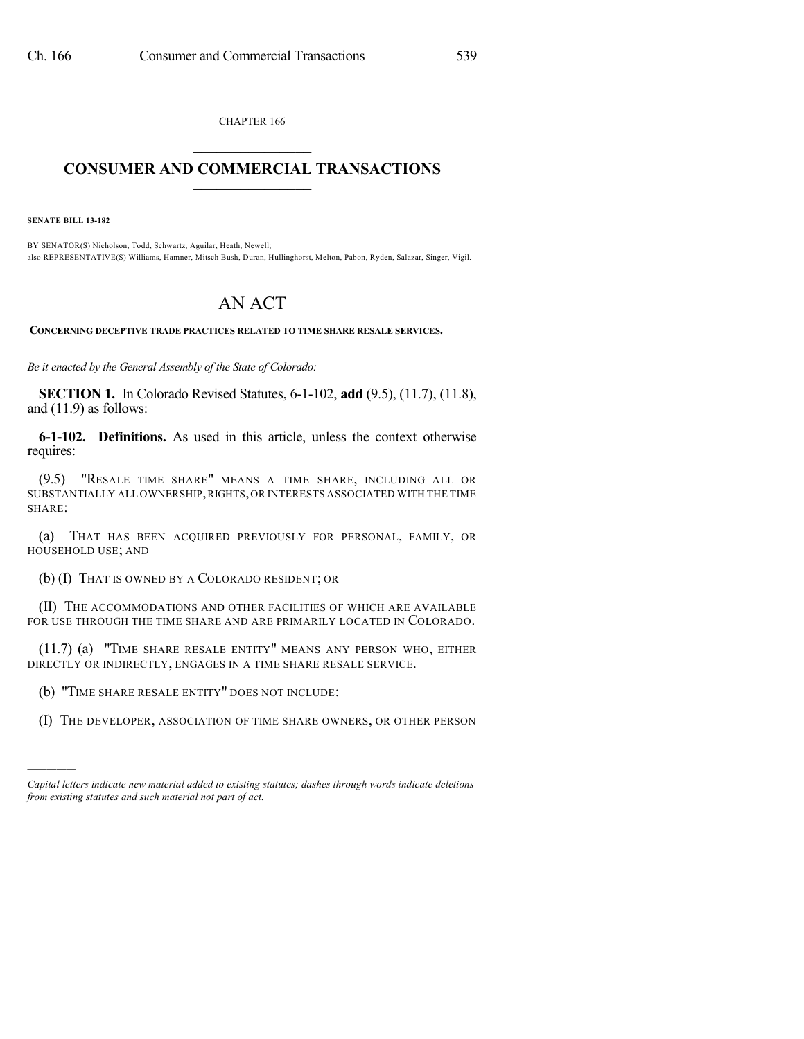CHAPTER 166

# CONSUMER AND COMMERCIAL TRANSACTIONS

**SENATE BILL 13-182**

BY SENATOR(S) Nicholson, Todd, Schwartz, Aguilar, Heath, Newell;
also REPRESENTATIVE(S) Williams, Hamner, Mitsch Bush, Duran, Hullinghorst, Melton, Pabon, Ryden, Salazar, Singer, Vigil.

# AN ACT

**CONCERNING DECEPTIVE TRADE PRACTICES RELATED TO TIME SHARE RESALE SERVICES.**

*Be it enacted by the General Assembly of the State of Colorado:*

**SECTION 1.** In Colorado Revised Statutes, 6-1-102, **add** (9.5), (11.7), (11.8), and (11.9) as follows:

**6-1-102. Definitions.** As used in this article, unless the context otherwise requires:

(9.5) "RESALE TIME SHARE" MEANS A TIME SHARE, INCLUDING ALL OR SUBSTANTIALLY ALL OWNERSHIP, RIGHTS, OR INTERESTS ASSOCIATED WITH THE TIME SHARE:

(a) THAT HAS BEEN ACQUIRED PREVIOUSLY FOR PERSONAL, FAMILY, OR HOUSEHOLD USE; AND

(b) (I) THAT IS OWNED BY A COLORADO RESIDENT; OR

(II) THE ACCOMMODATIONS AND OTHER FACILITIES OF WHICH ARE AVAILABLE FOR USE THROUGH THE TIME SHARE AND ARE PRIMARILY LOCATED IN COLORADO.

(11.7) (a) "TIME SHARE RESALE ENTITY" MEANS ANY PERSON WHO, EITHER DIRECTLY OR INDIRECTLY, ENGAGES IN A TIME SHARE RESALE SERVICE.

(b) "TIME SHARE RESALE ENTITY" DOES NOT INCLUDE:

(I) THE DEVELOPER, ASSOCIATION OF TIME SHARE OWNERS, OR OTHER PERSON

---

*Capital letters indicate new material added to existing statutes; dashes through words indicate deletions from existing statutes and such material not part of act.*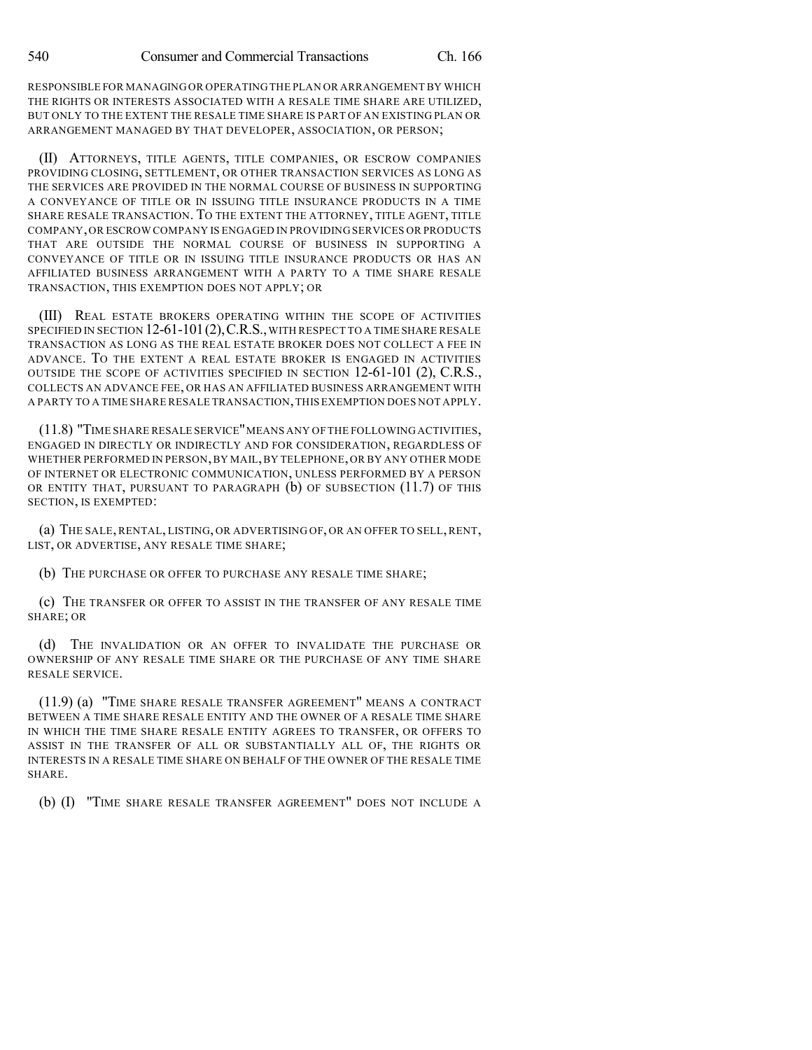RESPONSIBLE FOR MANAGING OR OPERATING THE PLAN OR ARRANGEMENT BY WHICH THE RIGHTS OR INTERESTS ASSOCIATED WITH A RESALE TIME SHARE ARE UTILIZED, BUT ONLY TO THE EXTENT THE RESALE TIME SHARE IS PART OF AN EXISTING PLAN OR ARRANGEMENT MANAGED BY THAT DEVELOPER, ASSOCIATION, OR PERSON;

(II) ATTORNEYS, TITLE AGENTS, TITLE COMPANIES, OR ESCROW COMPANIES PROVIDING CLOSING, SETTLEMENT, OR OTHER TRANSACTION SERVICES AS LONG AS THE SERVICES ARE PROVIDED IN THE NORMAL COURSE OF BUSINESS IN SUPPORTING A CONVEYANCE OF TITLE OR IN ISSUING TITLE INSURANCE PRODUCTS IN A TIME SHARE RESALE TRANSACTION. TO THE EXTENT THE ATTORNEY, TITLE AGENT, TITLE COMPANY, OR ESCROW COMPANY IS ENGAGED IN PROVIDING SERVICES OR PRODUCTS THAT ARE OUTSIDE THE NORMAL COURSE OF BUSINESS IN SUPPORTING A CONVEYANCE OF TITLE OR IN ISSUING TITLE INSURANCE PRODUCTS OR HAS AN AFFILIATED BUSINESS ARRANGEMENT WITH A PARTY TO A TIME SHARE RESALE TRANSACTION, THIS EXEMPTION DOES NOT APPLY; OR

(III) REAL ESTATE BROKERS OPERATING WITHIN THE SCOPE OF ACTIVITIES SPECIFIED IN SECTION 12-61-101 (2), C.R.S., WITH RESPECT TO A TIME SHARE RESALE TRANSACTION AS LONG AS THE REAL ESTATE BROKER DOES NOT COLLECT A FEE IN ADVANCE. TO THE EXTENT A REAL ESTATE BROKER IS ENGAGED IN ACTIVITIES OUTSIDE THE SCOPE OF ACTIVITIES SPECIFIED IN SECTION 12-61-101 (2), C.R.S., COLLECTS AN ADVANCE FEE, OR HAS AN AFFILIATED BUSINESS ARRANGEMENT WITH A PARTY TO A TIME SHARE RESALE TRANSACTION, THIS EXEMPTION DOES NOT APPLY.

(11.8) "TIME SHARE RESALE SERVICE" MEANS ANY OF THE FOLLOWING ACTIVITIES, ENGAGED IN DIRECTLY OR INDIRECTLY AND FOR CONSIDERATION, REGARDLESS OF WHETHER PERFORMED IN PERSON, BY MAIL, BY TELEPHONE, OR BY ANY OTHER MODE OF INTERNET OR ELECTRONIC COMMUNICATION, UNLESS PERFORMED BY A PERSON OR ENTITY THAT, PURSUANT TO PARAGRAPH (b) OF SUBSECTION (11.7) OF THIS SECTION, IS EXEMPTED:

(a) THE SALE, RENTAL, LISTING, OR ADVERTISING OF, OR AN OFFER TO SELL, RENT, LIST, OR ADVERTISE, ANY RESALE TIME SHARE;

(b) THE PURCHASE OR OFFER TO PURCHASE ANY RESALE TIME SHARE;

(c) THE TRANSFER OR OFFER TO ASSIST IN THE TRANSFER OF ANY RESALE TIME SHARE; OR

(d) THE INVALIDATION OR AN OFFER TO INVALIDATE THE PURCHASE OR OWNERSHIP OF ANY RESALE TIME SHARE OR THE PURCHASE OF ANY TIME SHARE RESALE SERVICE.

(11.9) (a) "TIME SHARE RESALE TRANSFER AGREEMENT" MEANS A CONTRACT BETWEEN A TIME SHARE RESALE ENTITY AND THE OWNER OF A RESALE TIME SHARE IN WHICH THE TIME SHARE RESALE ENTITY AGREES TO TRANSFER, OR OFFERS TO ASSIST IN THE TRANSFER OF ALL OR SUBSTANTIALLY ALL OF, THE RIGHTS OR INTERESTS IN A RESALE TIME SHARE ON BEHALF OF THE OWNER OF THE RESALE TIME SHARE.

(b) (I) "TIME SHARE RESALE TRANSFER AGREEMENT" DOES NOT INCLUDE A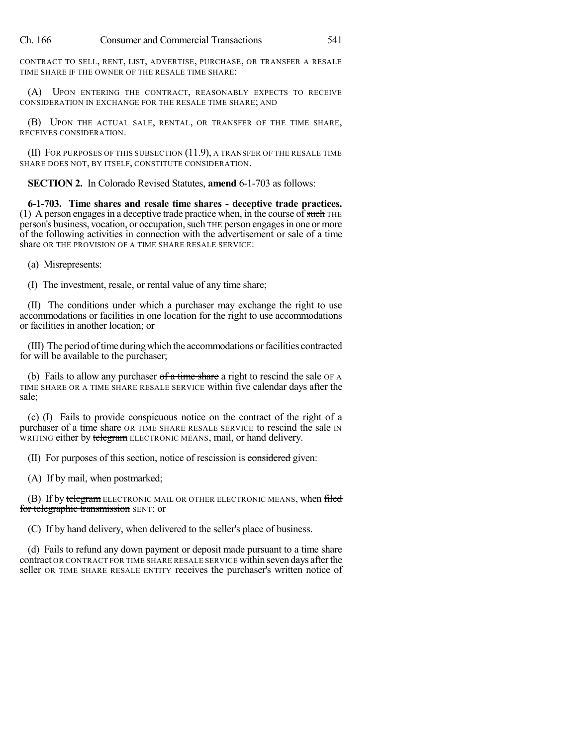CONTRACT TO SELL, RENT, LIST, ADVERTISE, PURCHASE, OR TRANSFER A RESALE TIME SHARE IF THE OWNER OF THE RESALE TIME SHARE:

(A) UPON ENTERING THE CONTRACT, REASONABLY EXPECTS TO RECEIVE CONSIDERATION IN EXCHANGE FOR THE RESALE TIME SHARE; AND

(B) UPON THE ACTUAL SALE, RENTAL, OR TRANSFER OF THE TIME SHARE, RECEIVES CONSIDERATION.

(II) FOR PURPOSES OF THIS SUBSECTION (11.9), A TRANSFER OF THE RESALE TIME SHARE DOES NOT, BY ITSELF, CONSTITUTE CONSIDERATION.

**SECTION 2.** In Colorado Revised Statutes, **amend** 6-1-703 as follows:

**6-1-703. Time shares and resale time shares - deceptive trade practices.** (1) A person engages in a deceptive trade practice when, in the course of ~~such~~ THE person's business, vocation, or occupation, ~~such~~ THE person engages in one or more of the following activities in connection with the advertisement or sale of a time share OR THE PROVISION OF A TIME SHARE RESALE SERVICE:

(a) Misrepresents:

(I) The investment, resale, or rental value of any time share;

(II) The conditions under which a purchaser may exchange the right to use accommodations or facilities in one location for the right to use accommodations or facilities in another location; or

(III) The period of time during which the accommodations or facilities contracted for will be available to the purchaser;

(b) Fails to allow any purchaser ~~of a time share~~ a right to rescind the sale OF A TIME SHARE OR A TIME SHARE RESALE SERVICE within five calendar days after the sale;

(c) (I) Fails to provide conspicuous notice on the contract of the right of a purchaser of a time share OR TIME SHARE RESALE SERVICE to rescind the sale IN WRITING either by ~~telegram~~ ELECTRONIC MEANS, mail, or hand delivery.

(II) For purposes of this section, notice of rescission is ~~considered~~ given:

(A) If by mail, when postmarked;

(B) If by ~~telegram~~ ELECTRONIC MAIL OR OTHER ELECTRONIC MEANS, when ~~filed for telegraphic transmission~~ SENT; or

(C) If by hand delivery, when delivered to the seller's place of business.

(d) Fails to refund any down payment or deposit made pursuant to a time share contract OR CONTRACT FOR TIME SHARE RESALE SERVICE within seven days after the seller OR TIME SHARE RESALE ENTITY receives the purchaser's written notice of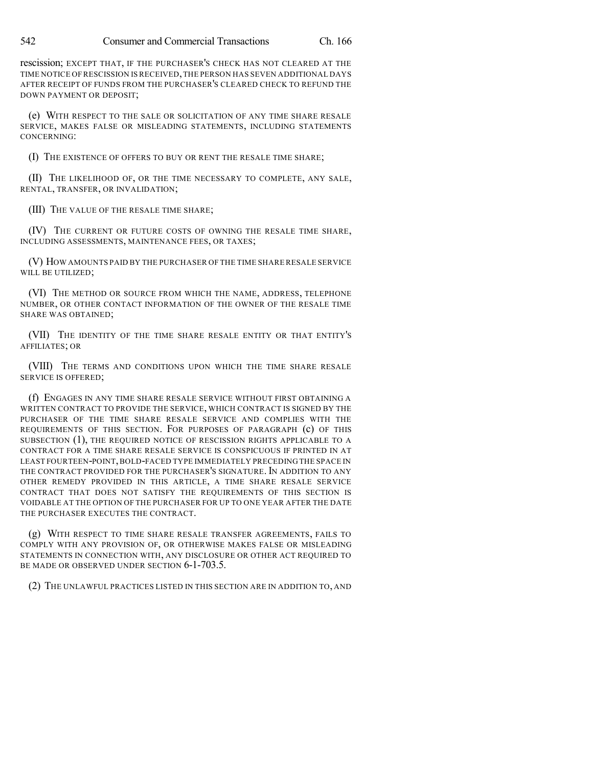rescission; EXCEPT THAT, IF THE PURCHASER'S CHECK HAS NOT CLEARED AT THE TIME NOTICE OF RESCISSION IS RECEIVED, THE PERSON HAS SEVEN ADDITIONAL DAYS AFTER RECEIPT OF FUNDS FROM THE PURCHASER'S CLEARED CHECK TO REFUND THE DOWN PAYMENT OR DEPOSIT;

(e) WITH RESPECT TO THE SALE OR SOLICITATION OF ANY TIME SHARE RESALE SERVICE, MAKES FALSE OR MISLEADING STATEMENTS, INCLUDING STATEMENTS CONCERNING:

(I) THE EXISTENCE OF OFFERS TO BUY OR RENT THE RESALE TIME SHARE;

(II) THE LIKELIHOOD OF, OR THE TIME NECESSARY TO COMPLETE, ANY SALE, RENTAL, TRANSFER, OR INVALIDATION;

(III) THE VALUE OF THE RESALE TIME SHARE;

(IV) THE CURRENT OR FUTURE COSTS OF OWNING THE RESALE TIME SHARE, INCLUDING ASSESSMENTS, MAINTENANCE FEES, OR TAXES;

(V) HOW AMOUNTS PAID BY THE PURCHASER OF THE TIME SHARE RESALE SERVICE WILL BE UTILIZED;

(VI) THE METHOD OR SOURCE FROM WHICH THE NAME, ADDRESS, TELEPHONE NUMBER, OR OTHER CONTACT INFORMATION OF THE OWNER OF THE RESALE TIME SHARE WAS OBTAINED;

(VII) THE IDENTITY OF THE TIME SHARE RESALE ENTITY OR THAT ENTITY'S AFFILIATES; OR

(VIII) THE TERMS AND CONDITIONS UPON WHICH THE TIME SHARE RESALE SERVICE IS OFFERED;

(f) ENGAGES IN ANY TIME SHARE RESALE SERVICE WITHOUT FIRST OBTAINING A WRITTEN CONTRACT TO PROVIDE THE SERVICE, WHICH CONTRACT IS SIGNED BY THE PURCHASER OF THE TIME SHARE RESALE SERVICE AND COMPLIES WITH THE REQUIREMENTS OF THIS SECTION. FOR PURPOSES OF PARAGRAPH (c) OF THIS SUBSECTION (1), THE REQUIRED NOTICE OF RESCISSION RIGHTS APPLICABLE TO A CONTRACT FOR A TIME SHARE RESALE SERVICE IS CONSPICUOUS IF PRINTED IN AT LEAST FOURTEEN-POINT, BOLD-FACED TYPE IMMEDIATELY PRECEDING THE SPACE IN THE CONTRACT PROVIDED FOR THE PURCHASER'S SIGNATURE. IN ADDITION TO ANY OTHER REMEDY PROVIDED IN THIS ARTICLE, A TIME SHARE RESALE SERVICE CONTRACT THAT DOES NOT SATISFY THE REQUIREMENTS OF THIS SECTION IS VOIDABLE AT THE OPTION OF THE PURCHASER FOR UP TO ONE YEAR AFTER THE DATE THE PURCHASER EXECUTES THE CONTRACT.

(g) WITH RESPECT TO TIME SHARE RESALE TRANSFER AGREEMENTS, FAILS TO COMPLY WITH ANY PROVISION OF, OR OTHERWISE MAKES FALSE OR MISLEADING STATEMENTS IN CONNECTION WITH, ANY DISCLOSURE OR OTHER ACT REQUIRED TO BE MADE OR OBSERVED UNDER SECTION 6-1-703.5.

(2) THE UNLAWFUL PRACTICES LISTED IN THIS SECTION ARE IN ADDITION TO, AND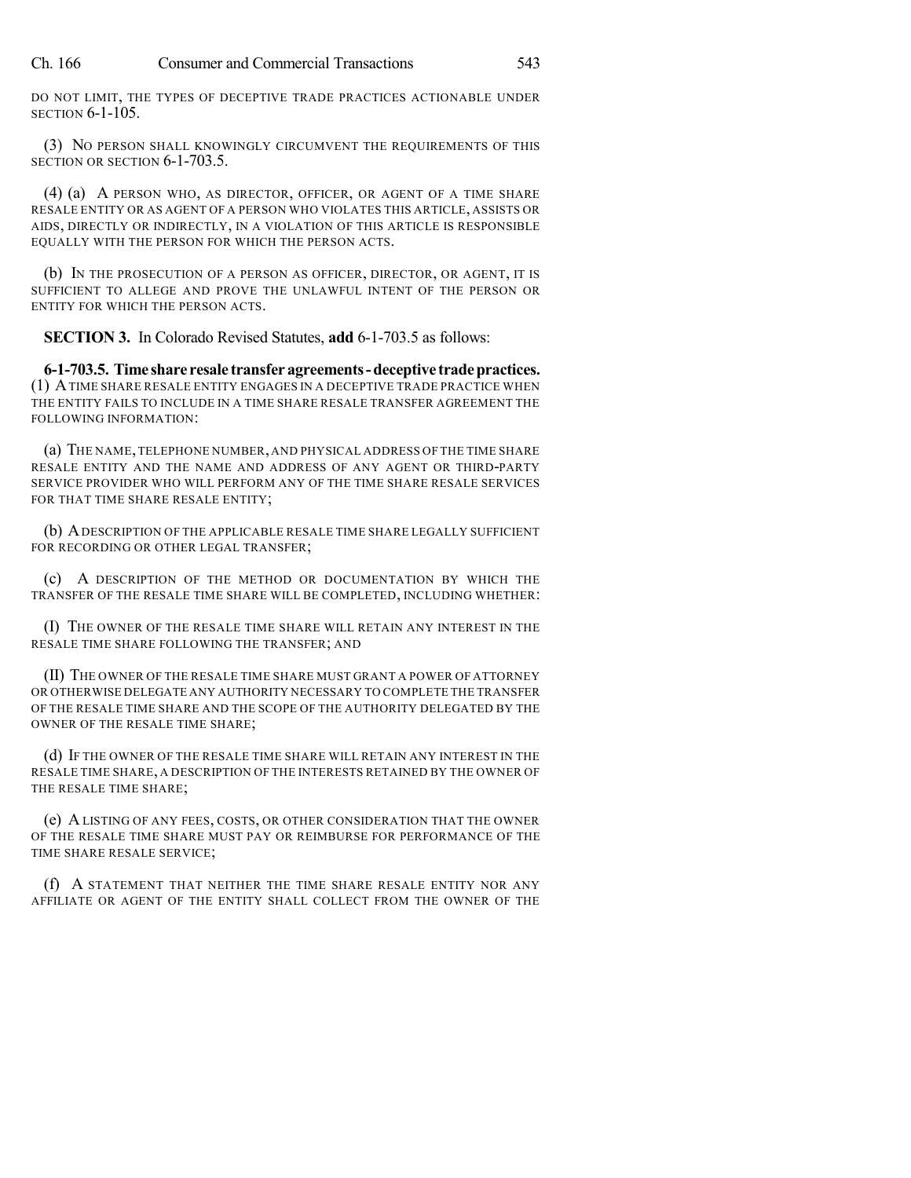DO NOT LIMIT, THE TYPES OF DECEPTIVE TRADE PRACTICES ACTIONABLE UNDER SECTION 6-1-105.

(3) NO PERSON SHALL KNOWINGLY CIRCUMVENT THE REQUIREMENTS OF THIS SECTION OR SECTION 6-1-703.5.

(4) (a) A PERSON WHO, AS DIRECTOR, OFFICER, OR AGENT OF A TIME SHARE RESALE ENTITY OR AS AGENT OF A PERSON WHO VIOLATES THIS ARTICLE, ASSISTS OR AIDS, DIRECTLY OR INDIRECTLY, IN A VIOLATION OF THIS ARTICLE IS RESPONSIBLE EQUALLY WITH THE PERSON FOR WHICH THE PERSON ACTS.

(b) IN THE PROSECUTION OF A PERSON AS OFFICER, DIRECTOR, OR AGENT, IT IS SUFFICIENT TO ALLEGE AND PROVE THE UNLAWFUL INTENT OF THE PERSON OR ENTITY FOR WHICH THE PERSON ACTS.

**SECTION 3.** In Colorado Revised Statutes, **add** 6-1-703.5 as follows:

**6-1-703.5. Time share resale transfer agreements - deceptive trade practices.** (1) A TIME SHARE RESALE ENTITY ENGAGES IN A DECEPTIVE TRADE PRACTICE WHEN THE ENTITY FAILS TO INCLUDE IN A TIME SHARE RESALE TRANSFER AGREEMENT THE FOLLOWING INFORMATION:

(a) THE NAME, TELEPHONE NUMBER, AND PHYSICAL ADDRESS OF THE TIME SHARE RESALE ENTITY AND THE NAME AND ADDRESS OF ANY AGENT OR THIRD-PARTY SERVICE PROVIDER WHO WILL PERFORM ANY OF THE TIME SHARE RESALE SERVICES FOR THAT TIME SHARE RESALE ENTITY;

(b) A DESCRIPTION OF THE APPLICABLE RESALE TIME SHARE LEGALLY SUFFICIENT FOR RECORDING OR OTHER LEGAL TRANSFER;

(c) A DESCRIPTION OF THE METHOD OR DOCUMENTATION BY WHICH THE TRANSFER OF THE RESALE TIME SHARE WILL BE COMPLETED, INCLUDING WHETHER:

(I) THE OWNER OF THE RESALE TIME SHARE WILL RETAIN ANY INTEREST IN THE RESALE TIME SHARE FOLLOWING THE TRANSFER; AND

(II) THE OWNER OF THE RESALE TIME SHARE MUST GRANT A POWER OF ATTORNEY OR OTHERWISE DELEGATE ANY AUTHORITY NECESSARY TO COMPLETE THE TRANSFER OF THE RESALE TIME SHARE AND THE SCOPE OF THE AUTHORITY DELEGATED BY THE OWNER OF THE RESALE TIME SHARE;

(d) IF THE OWNER OF THE RESALE TIME SHARE WILL RETAIN ANY INTEREST IN THE RESALE TIME SHARE, A DESCRIPTION OF THE INTERESTS RETAINED BY THE OWNER OF THE RESALE TIME SHARE;

(e) A LISTING OF ANY FEES, COSTS, OR OTHER CONSIDERATION THAT THE OWNER OF THE RESALE TIME SHARE MUST PAY OR REIMBURSE FOR PERFORMANCE OF THE TIME SHARE RESALE SERVICE;

(f) A STATEMENT THAT NEITHER THE TIME SHARE RESALE ENTITY NOR ANY AFFILIATE OR AGENT OF THE ENTITY SHALL COLLECT FROM THE OWNER OF THE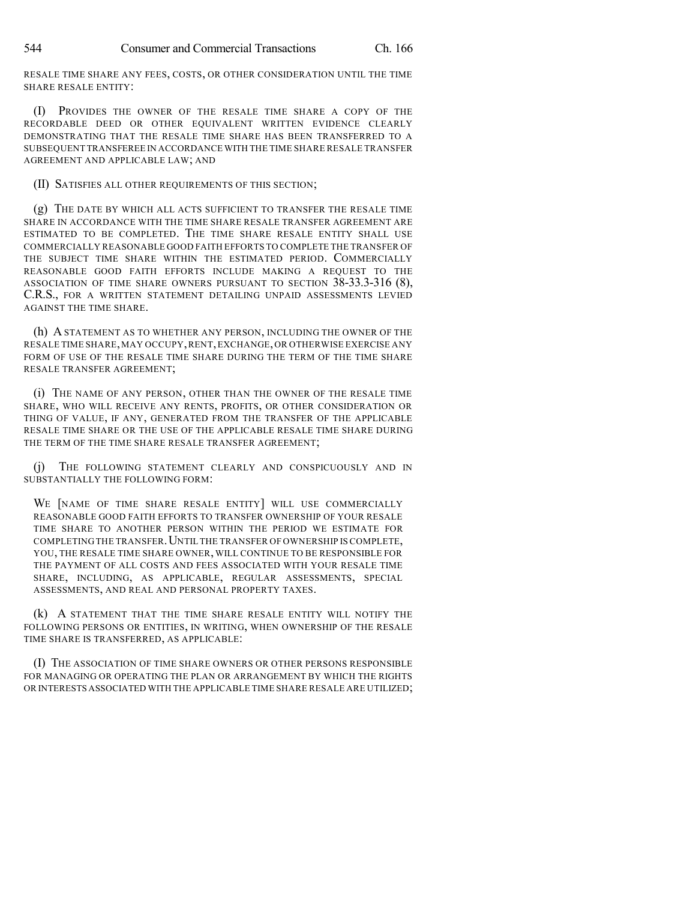RESALE TIME SHARE ANY FEES, COSTS, OR OTHER CONSIDERATION UNTIL THE TIME SHARE RESALE ENTITY:

(I) PROVIDES THE OWNER OF THE RESALE TIME SHARE A COPY OF THE RECORDABLE DEED OR OTHER EQUIVALENT WRITTEN EVIDENCE CLEARLY DEMONSTRATING THAT THE RESALE TIME SHARE HAS BEEN TRANSFERRED TO A SUBSEQUENT TRANSFEREE IN ACCORDANCE WITH THE TIME SHARE RESALE TRANSFER AGREEMENT AND APPLICABLE LAW; AND

(II) SATISFIES ALL OTHER REQUIREMENTS OF THIS SECTION;

(g) THE DATE BY WHICH ALL ACTS SUFFICIENT TO TRANSFER THE RESALE TIME SHARE IN ACCORDANCE WITH THE TIME SHARE RESALE TRANSFER AGREEMENT ARE ESTIMATED TO BE COMPLETED. THE TIME SHARE RESALE ENTITY SHALL USE COMMERCIALLY REASONABLE GOOD FAITH EFFORTS TO COMPLETE THE TRANSFER OF THE SUBJECT TIME SHARE WITHIN THE ESTIMATED PERIOD. COMMERCIALLY REASONABLE GOOD FAITH EFFORTS INCLUDE MAKING A REQUEST TO THE ASSOCIATION OF TIME SHARE OWNERS PURSUANT TO SECTION 38-33.3-316 (8), C.R.S., FOR A WRITTEN STATEMENT DETAILING UNPAID ASSESSMENTS LEVIED AGAINST THE TIME SHARE.

(h) A STATEMENT AS TO WHETHER ANY PERSON, INCLUDING THE OWNER OF THE RESALE TIME SHARE, MAY OCCUPY, RENT, EXCHANGE, OR OTHERWISE EXERCISE ANY FORM OF USE OF THE RESALE TIME SHARE DURING THE TERM OF THE TIME SHARE RESALE TRANSFER AGREEMENT;

(i) THE NAME OF ANY PERSON, OTHER THAN THE OWNER OF THE RESALE TIME SHARE, WHO WILL RECEIVE ANY RENTS, PROFITS, OR OTHER CONSIDERATION OR THING OF VALUE, IF ANY, GENERATED FROM THE TRANSFER OF THE APPLICABLE RESALE TIME SHARE OR THE USE OF THE APPLICABLE RESALE TIME SHARE DURING THE TERM OF THE TIME SHARE RESALE TRANSFER AGREEMENT;

(j) THE FOLLOWING STATEMENT CLEARLY AND CONSPICUOUSLY AND IN SUBSTANTIALLY THE FOLLOWING FORM:

> WE [NAME OF TIME SHARE RESALE ENTITY] WILL USE COMMERCIALLY REASONABLE GOOD FAITH EFFORTS TO TRANSFER OWNERSHIP OF YOUR RESALE TIME SHARE TO ANOTHER PERSON WITHIN THE PERIOD WE ESTIMATE FOR COMPLETING THE TRANSFER. UNTIL THE TRANSFER OF OWNERSHIP IS COMPLETE, YOU, THE RESALE TIME SHARE OWNER, WILL CONTINUE TO BE RESPONSIBLE FOR THE PAYMENT OF ALL COSTS AND FEES ASSOCIATED WITH YOUR RESALE TIME SHARE, INCLUDING, AS APPLICABLE, REGULAR ASSESSMENTS, SPECIAL ASSESSMENTS, AND REAL AND PERSONAL PROPERTY TAXES.

(k) A STATEMENT THAT THE TIME SHARE RESALE ENTITY WILL NOTIFY THE FOLLOWING PERSONS OR ENTITIES, IN WRITING, WHEN OWNERSHIP OF THE RESALE TIME SHARE IS TRANSFERRED, AS APPLICABLE:

(I) THE ASSOCIATION OF TIME SHARE OWNERS OR OTHER PERSONS RESPONSIBLE FOR MANAGING OR OPERATING THE PLAN OR ARRANGEMENT BY WHICH THE RIGHTS OR INTERESTS ASSOCIATED WITH THE APPLICABLE TIME SHARE RESALE ARE UTILIZED;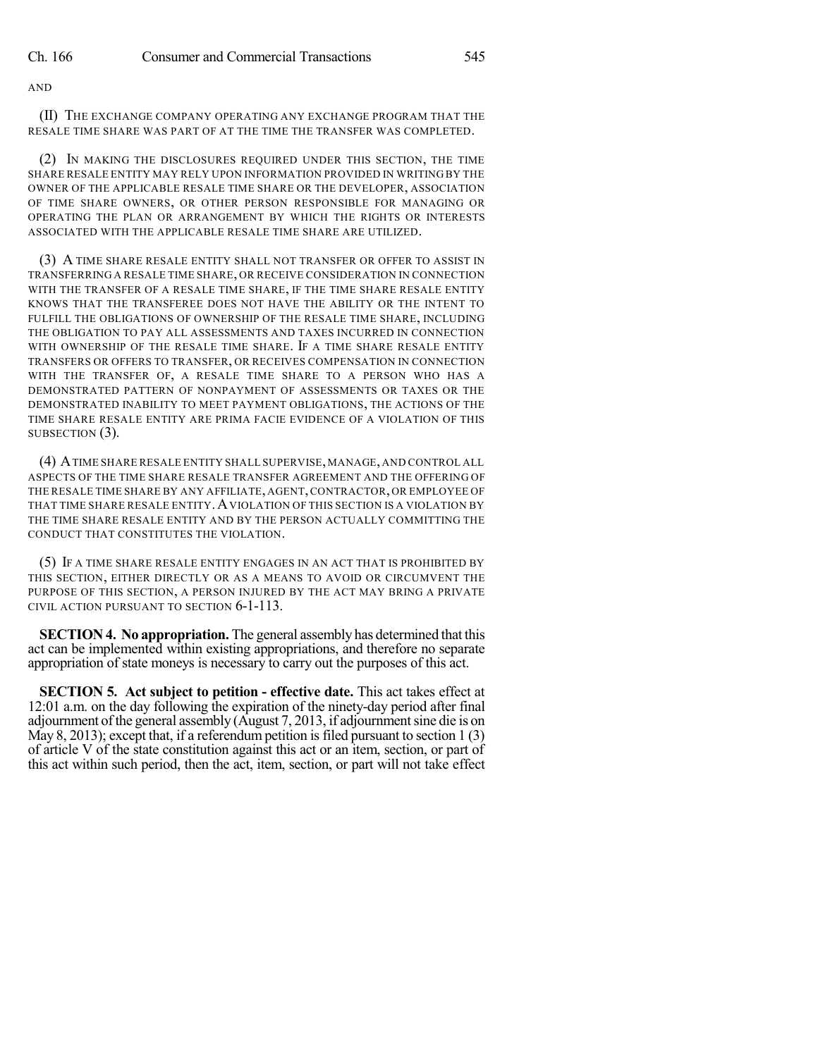AND

(II) THE EXCHANGE COMPANY OPERATING ANY EXCHANGE PROGRAM THAT THE RESALE TIME SHARE WAS PART OF AT THE TIME THE TRANSFER WAS COMPLETED.

(2) IN MAKING THE DISCLOSURES REQUIRED UNDER THIS SECTION, THE TIME SHARE RESALE ENTITY MAY RELY UPON INFORMATION PROVIDED IN WRITING BY THE OWNER OF THE APPLICABLE RESALE TIME SHARE OR THE DEVELOPER, ASSOCIATION OF TIME SHARE OWNERS, OR OTHER PERSON RESPONSIBLE FOR MANAGING OR OPERATING THE PLAN OR ARRANGEMENT BY WHICH THE RIGHTS OR INTERESTS ASSOCIATED WITH THE APPLICABLE RESALE TIME SHARE ARE UTILIZED.

(3) A TIME SHARE RESALE ENTITY SHALL NOT TRANSFER OR OFFER TO ASSIST IN TRANSFERRING A RESALE TIME SHARE, OR RECEIVE CONSIDERATION IN CONNECTION WITH THE TRANSFER OF A RESALE TIME SHARE, IF THE TIME SHARE RESALE ENTITY KNOWS THAT THE TRANSFEREE DOES NOT HAVE THE ABILITY OR THE INTENT TO FULFILL THE OBLIGATIONS OF OWNERSHIP OF THE RESALE TIME SHARE, INCLUDING THE OBLIGATION TO PAY ALL ASSESSMENTS AND TAXES INCURRED IN CONNECTION WITH OWNERSHIP OF THE RESALE TIME SHARE. IF A TIME SHARE RESALE ENTITY TRANSFERS OR OFFERS TO TRANSFER, OR RECEIVES COMPENSATION IN CONNECTION WITH THE TRANSFER OF, A RESALE TIME SHARE TO A PERSON WHO HAS A DEMONSTRATED PATTERN OF NONPAYMENT OF ASSESSMENTS OR TAXES OR THE DEMONSTRATED INABILITY TO MEET PAYMENT OBLIGATIONS, THE ACTIONS OF THE TIME SHARE RESALE ENTITY ARE PRIMA FACIE EVIDENCE OF A VIOLATION OF THIS SUBSECTION (3).

(4) A TIME SHARE RESALE ENTITY SHALL SUPERVISE, MANAGE, AND CONTROL ALL ASPECTS OF THE TIME SHARE RESALE TRANSFER AGREEMENT AND THE OFFERING OF THE RESALE TIME SHARE BY ANY AFFILIATE, AGENT, CONTRACTOR, OR EMPLOYEE OF THAT TIME SHARE RESALE ENTITY. A VIOLATION OF THIS SECTION IS A VIOLATION BY THE TIME SHARE RESALE ENTITY AND BY THE PERSON ACTUALLY COMMITTING THE CONDUCT THAT CONSTITUTES THE VIOLATION.

(5) IF A TIME SHARE RESALE ENTITY ENGAGES IN AN ACT THAT IS PROHIBITED BY THIS SECTION, EITHER DIRECTLY OR AS A MEANS TO AVOID OR CIRCUMVENT THE PURPOSE OF THIS SECTION, A PERSON INJURED BY THE ACT MAY BRING A PRIVATE CIVIL ACTION PURSUANT TO SECTION 6-1-113.

**SECTION 4. No appropriation.** The general assembly has determined that this act can be implemented within existing appropriations, and therefore no separate appropriation of state moneys is necessary to carry out the purposes of this act.

**SECTION 5. Act subject to petition - effective date.** This act takes effect at 12:01 a.m. on the day following the expiration of the ninety-day period after final adjournment of the general assembly (August 7, 2013, if adjournment sine die is on May 8, 2013); except that, if a referendum petition is filed pursuant to section 1 (3) of article V of the state constitution against this act or an item, section, or part of this act within such period, then the act, item, section, or part will not take effect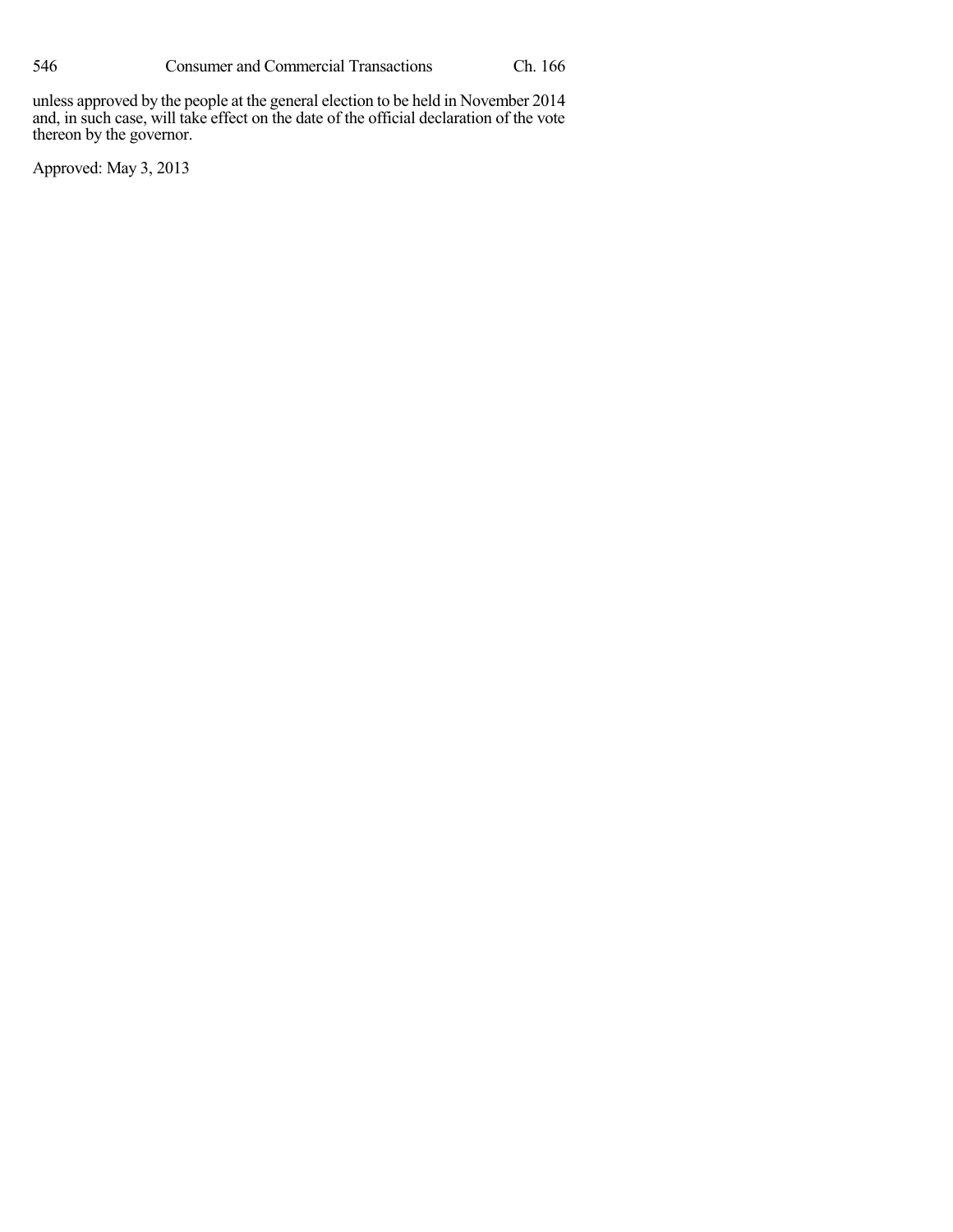unless approved by the people at the general election to be held in November 2014 and, in such case, will take effect on the date of the official declaration of the vote thereon by the governor.

Approved: May 3, 2013